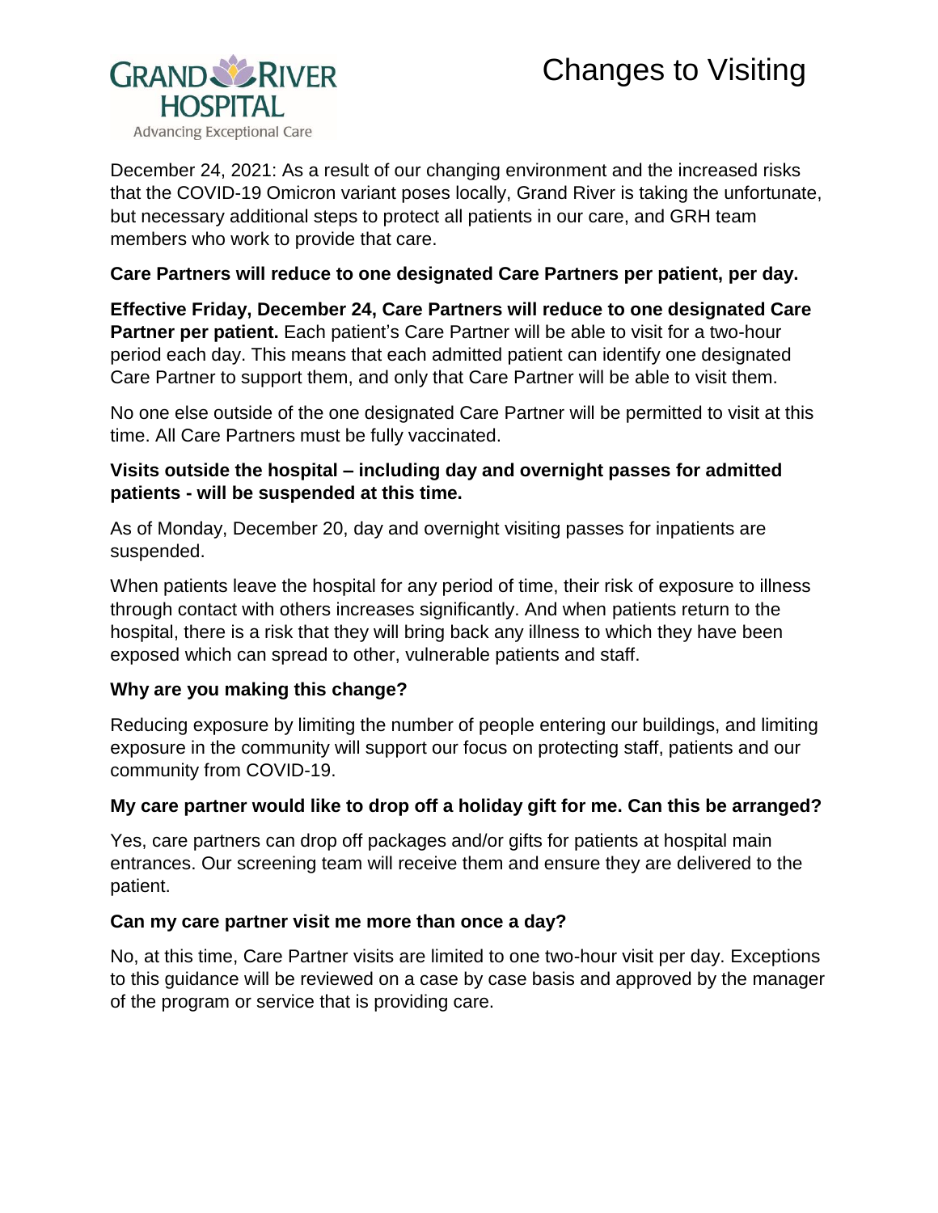# Changes to Visiting

GRAND RIVER HOSPITAL
Advancing Exceptional Care

December 24, 2021: As a result of our changing environment and the increased risks that the COVID-19 Omicron variant poses locally, Grand River is taking the unfortunate, but necessary additional steps to protect all patients in our care, and GRH team members who work to provide that care.

**Care Partners will reduce to one designated Care Partners per patient, per day.**

**Effective Friday, December 24, Care Partners will reduce to one designated Care Partner per patient.** Each patient's Care Partner will be able to visit for a two-hour period each day. This means that each admitted patient can identify one designated Care Partner to support them, and only that Care Partner will be able to visit them.

No one else outside of the one designated Care Partner will be permitted to visit at this time. All Care Partners must be fully vaccinated.

**Visits outside the hospital – including day and overnight passes for admitted patients - will be suspended at this time.**

As of Monday, December 20, day and overnight visiting passes for inpatients are suspended.

When patients leave the hospital for any period of time, their risk of exposure to illness through contact with others increases significantly. And when patients return to the hospital, there is a risk that they will bring back any illness to which they have been exposed which can spread to other, vulnerable patients and staff.

**Why are you making this change?**

Reducing exposure by limiting the number of people entering our buildings, and limiting exposure in the community will support our focus on protecting staff, patients and our community from COVID-19.

**My care partner would like to drop off a holiday gift for me. Can this be arranged?**

Yes, care partners can drop off packages and/or gifts for patients at hospital main entrances. Our screening team will receive them and ensure they are delivered to the patient.

**Can my care partner visit me more than once a day?**

No, at this time, Care Partner visits are limited to one two-hour visit per day. Exceptions to this guidance will be reviewed on a case by case basis and approved by the manager of the program or service that is providing care.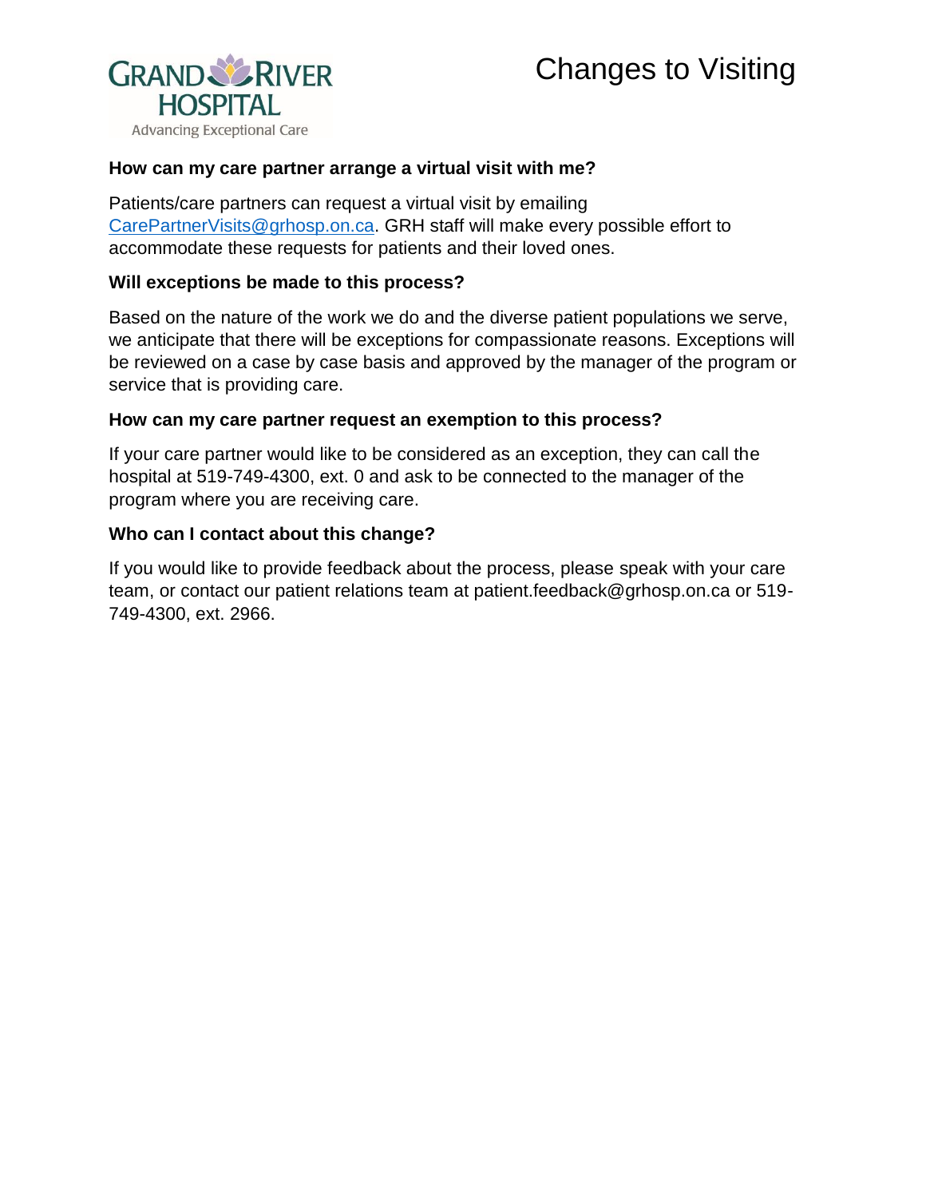# Changes to Visiting

**How can my care partner arrange a virtual visit with me?**

Patients/care partners can request a virtual visit by emailing CarePartnerVisits@grhosp.on.ca. GRH staff will make every possible effort to accommodate these requests for patients and their loved ones.

**Will exceptions be made to this process?**

Based on the nature of the work we do and the diverse patient populations we serve, we anticipate that there will be exceptions for compassionate reasons. Exceptions will be reviewed on a case by case basis and approved by the manager of the program or service that is providing care.

**How can my care partner request an exemption to this process?**

If your care partner would like to be considered as an exception, they can call the hospital at 519-749-4300, ext. 0 and ask to be connected to the manager of the program where you are receiving care.

**Who can I contact about this change?**

If you would like to provide feedback about the process, please speak with your care team, or contact our patient relations team at patient.feedback@grhosp.on.ca or 519-749-4300, ext. 2966.